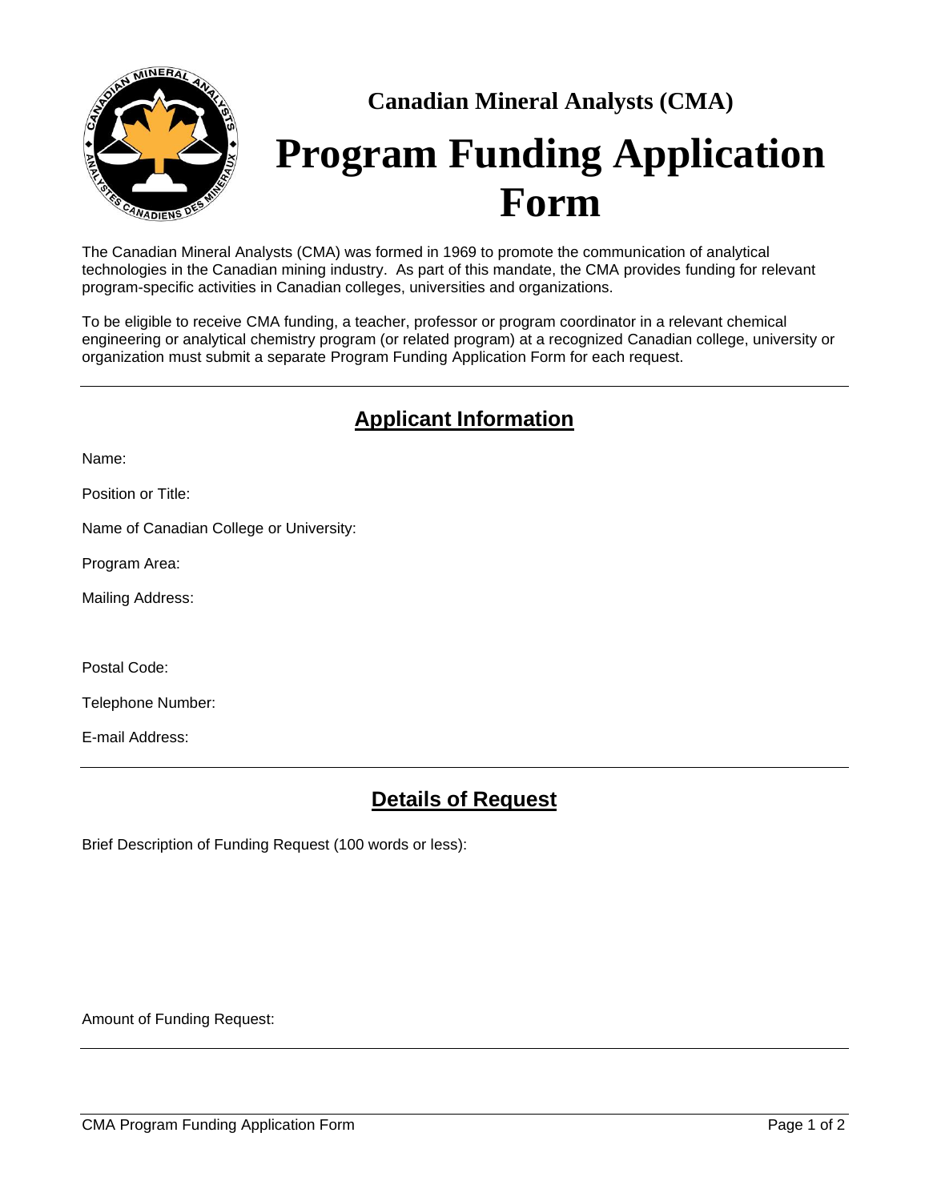**Canadian Mineral Analysts (CMA)**

# Program Funding Application Form

The Canadian Mineral Analysts (CMA) was formed in 1969 to promote the communication of analytical technologies in the Canadian mining industry. As part of this mandate, the CMA provides funding for relevant program-specific activities in Canadian colleges, universities and organizations.

To be eligible to receive CMA funding, a teacher, professor or program coordinator in a relevant chemical engineering or analytical chemistry program (or related program) at a recognized Canadian college, university or organization must submit a separate Program Funding Application Form for each request.

---

## Applicant Information

Name:

Position or Title:

Name of Canadian College or University:

Program Area:

Mailing Address:

Postal Code:

Telephone Number:

E-mail Address:

---

## Details of Request

Brief Description of Funding Request (100 words or less):

Amount of Funding Request: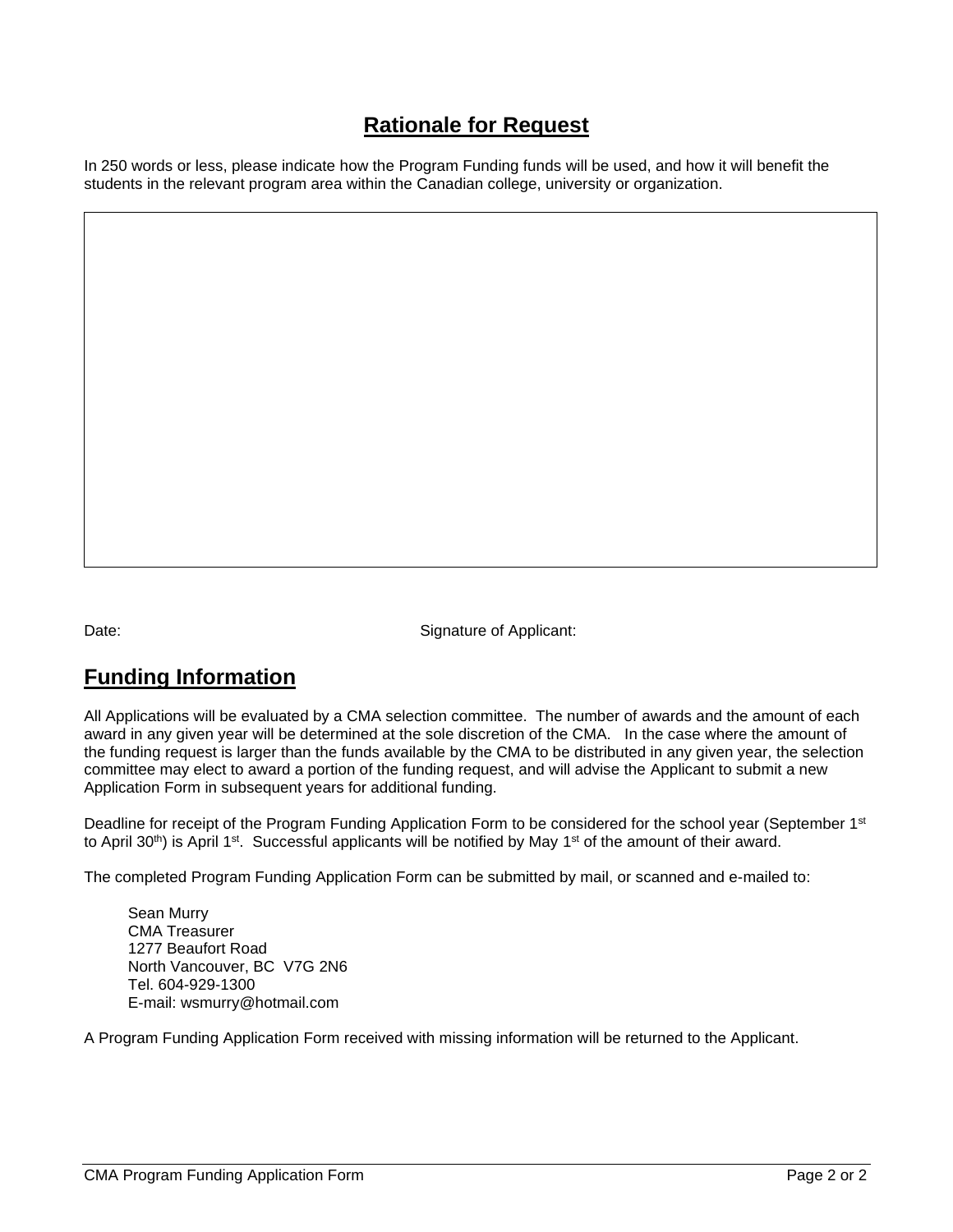## Rationale for Request

In 250 words or less, please indicate how the Program Funding funds will be used, and how it will benefit the students in the relevant program area within the Canadian college, university or organization.

| |
|---|
| |

Date: Signature of Applicant:

## Funding Information

All Applications will be evaluated by a CMA selection committee. The number of awards and the amount of each award in any given year will be determined at the sole discretion of the CMA. In the case where the amount of the funding request is larger than the funds available by the CMA to be distributed in any given year, the selection committee may elect to award a portion of the funding request, and will advise the Applicant to submit a new Application Form in subsequent years for additional funding.

Deadline for receipt of the Program Funding Application Form to be considered for the school year (September 1st to April 30th) is April 1st. Successful applicants will be notified by May 1st of the amount of their award.

The completed Program Funding Application Form can be submitted by mail, or scanned and e-mailed to:

Sean Murry
CMA Treasurer
1277 Beaufort Road
North Vancouver, BC V7G 2N6
Tel. 604-929-1300
E-mail: wsmurry@hotmail.com

A Program Funding Application Form received with missing information will be returned to the Applicant.